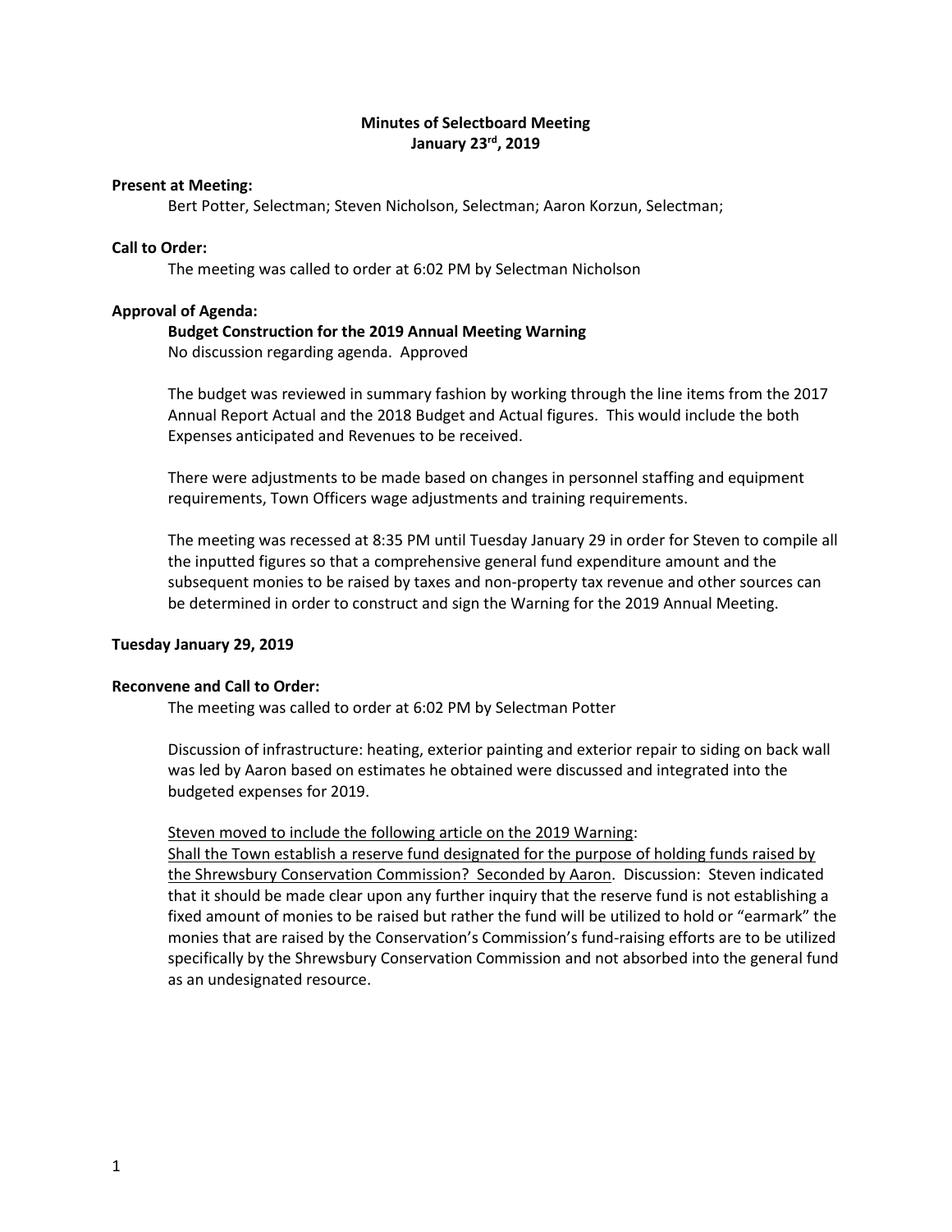# Minutes of Selectboard Meeting
## January 23rd, 2019

**Present at Meeting:**

Bert Potter, Selectman; Steven Nicholson, Selectman; Aaron Korzun, Selectman;

**Call to Order:**

The meeting was called to order at 6:02 PM by Selectman Nicholson

**Approval of Agenda:**

**Budget Construction for the 2019 Annual Meeting Warning**

No discussion regarding agenda. Approved

The budget was reviewed in summary fashion by working through the line items from the 2017 Annual Report Actual and the 2018 Budget and Actual figures. This would include the both Expenses anticipated and Revenues to be received.

There were adjustments to be made based on changes in personnel staffing and equipment requirements, Town Officers wage adjustments and training requirements.

The meeting was recessed at 8:35 PM until Tuesday January 29 in order for Steven to compile all the inputted figures so that a comprehensive general fund expenditure amount and the subsequent monies to be raised by taxes and non-property tax revenue and other sources can be determined in order to construct and sign the Warning for the 2019 Annual Meeting.

**Tuesday January 29, 2019**

**Reconvene and Call to Order:**

The meeting was called to order at 6:02 PM by Selectman Potter

Discussion of infrastructure: heating, exterior painting and exterior repair to siding on back wall was led by Aaron based on estimates he obtained were discussed and integrated into the budgeted expenses for 2019.

<u>Steven moved to include the following article on the 2019 Warning</u>:

<u>Shall the Town establish a reserve fund designated for the purpose of holding funds raised by the Shrewsbury Conservation Commission? Seconded by Aaron</u>. Discussion: Steven indicated that it should be made clear upon any further inquiry that the reserve fund is not establishing a fixed amount of monies to be raised but rather the fund will be utilized to hold or "earmark" the monies that are raised by the Conservation's Commission's fund-raising efforts are to be utilized specifically by the Shrewsbury Conservation Commission and not absorbed into the general fund as an undesignated resource.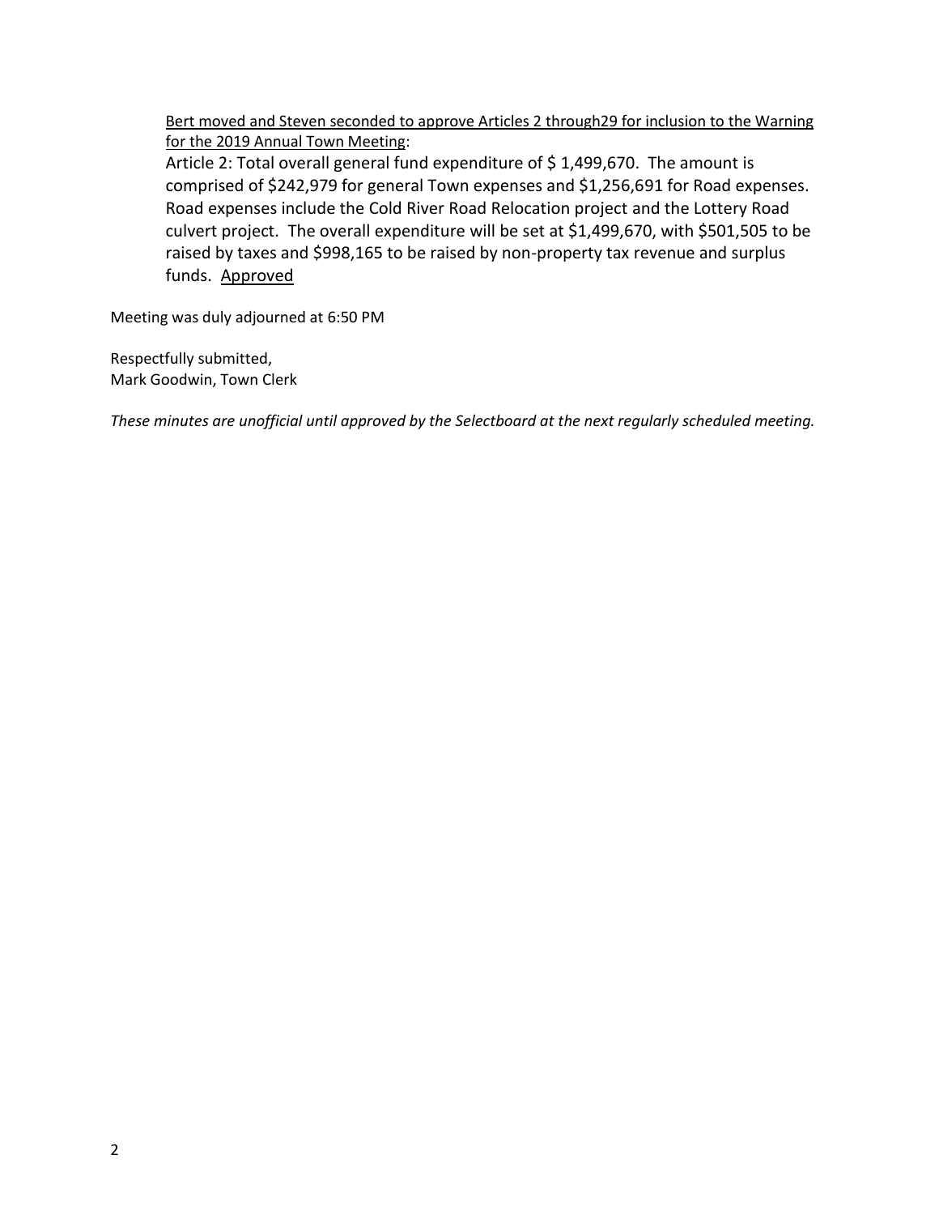<u>Bert moved and Steven seconded to approve Articles 2 through29 for inclusion to the Warning for the 2019 Annual Town Meeting</u>:

Article 2: Total overall general fund expenditure of $ 1,499,670. The amount is comprised of $242,979 for general Town expenses and $1,256,691 for Road expenses. Road expenses include the Cold River Road Relocation project and the Lottery Road culvert project. The overall expenditure will be set at $1,499,670, with $501,505 to be raised by taxes and $998,165 to be raised by non-property tax revenue and surplus funds. <u>Approved</u>

Meeting was duly adjourned at 6:50 PM

Respectfully submitted,
Mark Goodwin, Town Clerk

*These minutes are unofficial until approved by the Selectboard at the next regularly scheduled meeting.*